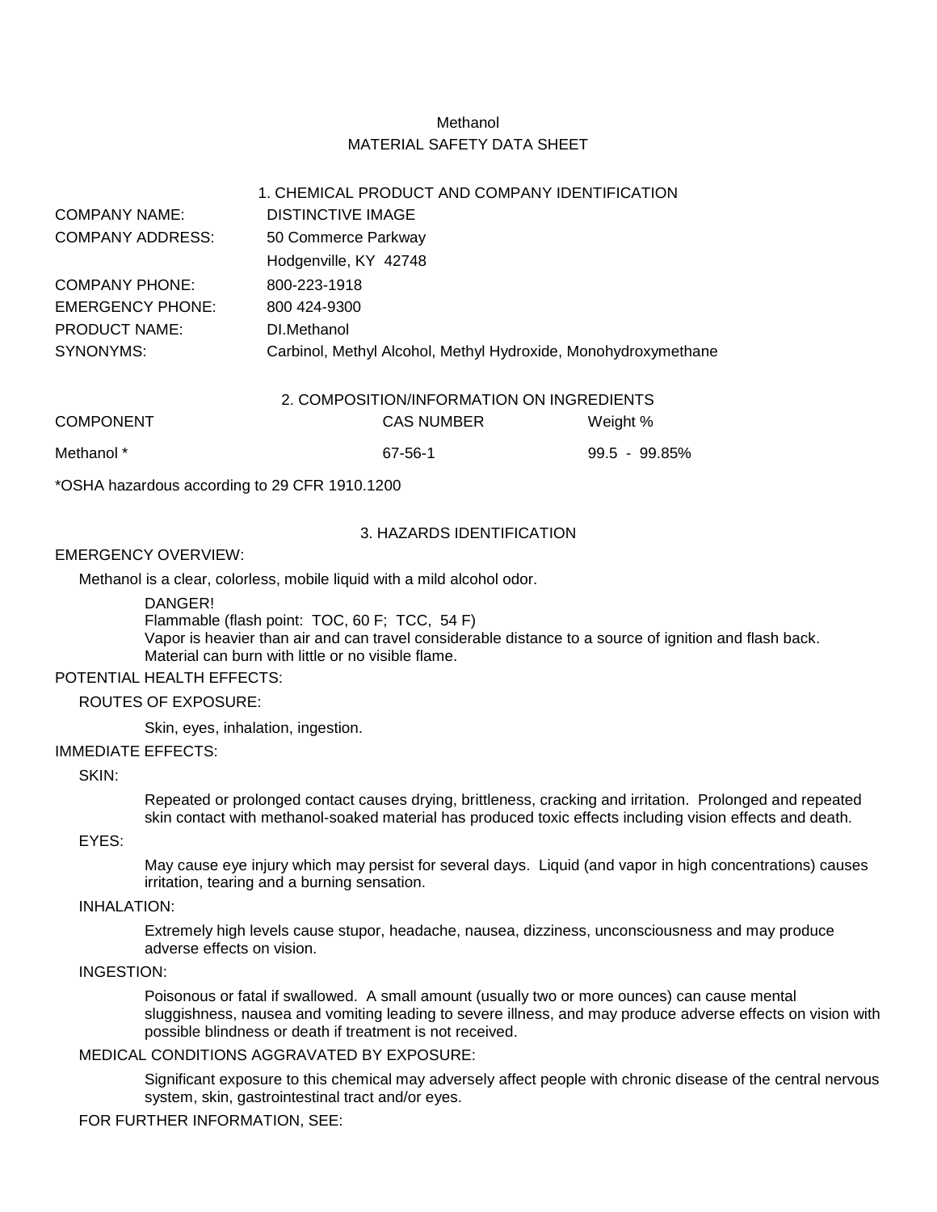# Methanol

# MATERIAL SAFETY DATA SHEET

## 1. CHEMICAL PRODUCT AND COMPANY IDENTIFICATION

| | |
|---|---|
| COMPANY NAME: | DISTINCTIVE IMAGE |
| COMPANY ADDRESS: | 50 Commerce Parkway<br>Hodgenville, KY 42748 |
| COMPANY PHONE: | 800-223-1918 |
| EMERGENCY PHONE: | 800 424-9300 |
| PRODUCT NAME: | DI.Methanol |
| SYNONYMS: | Carbinol, Methyl Alcohol, Methyl Hydroxide, Monohydroxymethane |

## 2. COMPOSITION/INFORMATION ON INGREDIENTS

| COMPONENT | CAS NUMBER | Weight % |
|---|---|---|
| Methanol * | 67-56-1 | 99.5 - 99.85% |

*OSHA hazardous according to 29 CFR 1910.1200

## 3. HAZARDS IDENTIFICATION

EMERGENCY OVERVIEW:

Methanol is a clear, colorless, mobile liquid with a mild alcohol odor.

DANGER!
Flammable (flash point: TOC, 60 F; TCC, 54 F)
Vapor is heavier than air and can travel considerable distance to a source of ignition and flash back.
Material can burn with little or no visible flame.

POTENTIAL HEALTH EFFECTS:

ROUTES OF EXPOSURE:

Skin, eyes, inhalation, ingestion.

IMMEDIATE EFFECTS:

SKIN:

Repeated or prolonged contact causes drying, brittleness, cracking and irritation. Prolonged and repeated skin contact with methanol-soaked material has produced toxic effects including vision effects and death.

EYES:

May cause eye injury which may persist for several days. Liquid (and vapor in high concentrations) causes irritation, tearing and a burning sensation.

INHALATION:

Extremely high levels cause stupor, headache, nausea, dizziness, unconsciousness and may produce adverse effects on vision.

INGESTION:

Poisonous or fatal if swallowed. A small amount (usually two or more ounces) can cause mental sluggishness, nausea and vomiting leading to severe illness, and may produce adverse effects on vision with possible blindness or death if treatment is not received.

MEDICAL CONDITIONS AGGRAVATED BY EXPOSURE:

Significant exposure to this chemical may adversely affect people with chronic disease of the central nervous system, skin, gastrointestinal tract and/or eyes.

FOR FURTHER INFORMATION, SEE: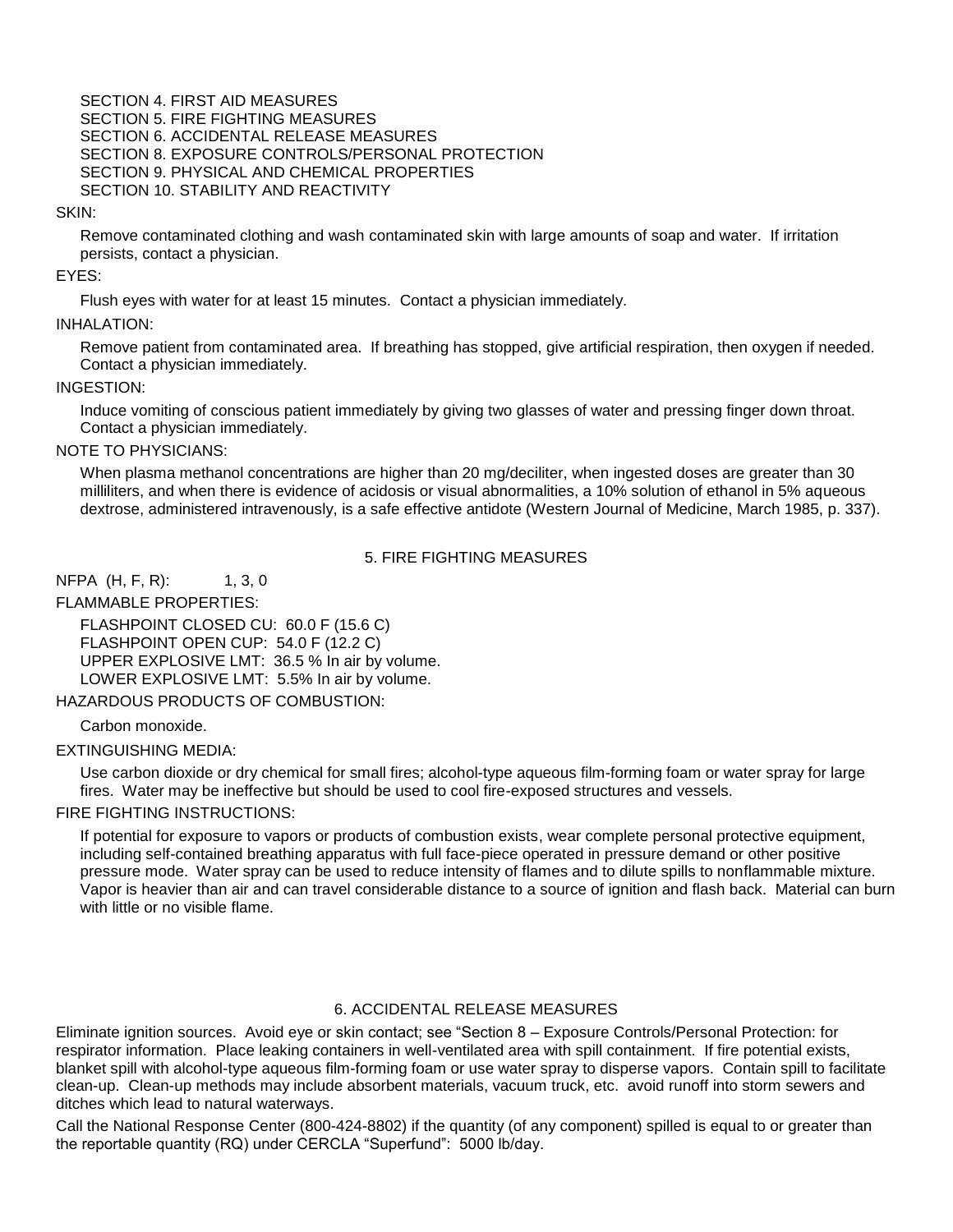SECTION 4. FIRST AID MEASURES
SECTION 5. FIRE FIGHTING MEASURES
SECTION 6. ACCIDENTAL RELEASE MEASURES
SECTION 8. EXPOSURE CONTROLS/PERSONAL PROTECTION
SECTION 9. PHYSICAL AND CHEMICAL PROPERTIES
SECTION 10. STABILITY AND REACTIVITY

SKIN:

Remove contaminated clothing and wash contaminated skin with large amounts of soap and water. If irritation persists, contact a physician.

EYES:

Flush eyes with water for at least 15 minutes. Contact a physician immediately.

INHALATION:

Remove patient from contaminated area. If breathing has stopped, give artificial respiration, then oxygen if needed. Contact a physician immediately.

INGESTION:

Induce vomiting of conscious patient immediately by giving two glasses of water and pressing finger down throat. Contact a physician immediately.

NOTE TO PHYSICIANS:

When plasma methanol concentrations are higher than 20 mg/deciliter, when ingested doses are greater than 30 milliliters, and when there is evidence of acidosis or visual abnormalities, a 10% solution of ethanol in 5% aqueous dextrose, administered intravenously, is a safe effective antidote (Western Journal of Medicine, March 1985, p. 337).

## 5. FIRE FIGHTING MEASURES

NFPA (H, F, R): 1, 3, 0

FLAMMABLE PROPERTIES:

FLASHPOINT CLOSED CU: 60.0 F (15.6 C)
FLASHPOINT OPEN CUP: 54.0 F (12.2 C)
UPPER EXPLOSIVE LMT: 36.5 % In air by volume.
LOWER EXPLOSIVE LMT: 5.5% In air by volume.

HAZARDOUS PRODUCTS OF COMBUSTION:

Carbon monoxide.

EXTINGUISHING MEDIA:

Use carbon dioxide or dry chemical for small fires; alcohol-type aqueous film-forming foam or water spray for large fires. Water may be ineffective but should be used to cool fire-exposed structures and vessels.

FIRE FIGHTING INSTRUCTIONS:

If potential for exposure to vapors or products of combustion exists, wear complete personal protective equipment, including self-contained breathing apparatus with full face-piece operated in pressure demand or other positive pressure mode. Water spray can be used to reduce intensity of flames and to dilute spills to nonflammable mixture. Vapor is heavier than air and can travel considerable distance to a source of ignition and flash back. Material can burn with little or no visible flame.

## 6. ACCIDENTAL RELEASE MEASURES

Eliminate ignition sources. Avoid eye or skin contact; see "Section 8 – Exposure Controls/Personal Protection: for respirator information. Place leaking containers in well-ventilated area with spill containment. If fire potential exists, blanket spill with alcohol-type aqueous film-forming foam or use water spray to disperse vapors. Contain spill to facilitate clean-up. Clean-up methods may include absorbent materials, vacuum truck, etc. avoid runoff into storm sewers and ditches which lead to natural waterways.

Call the National Response Center (800-424-8802) if the quantity (of any component) spilled is equal to or greater than the reportable quantity (RQ) under CERCLA "Superfund": 5000 lb/day.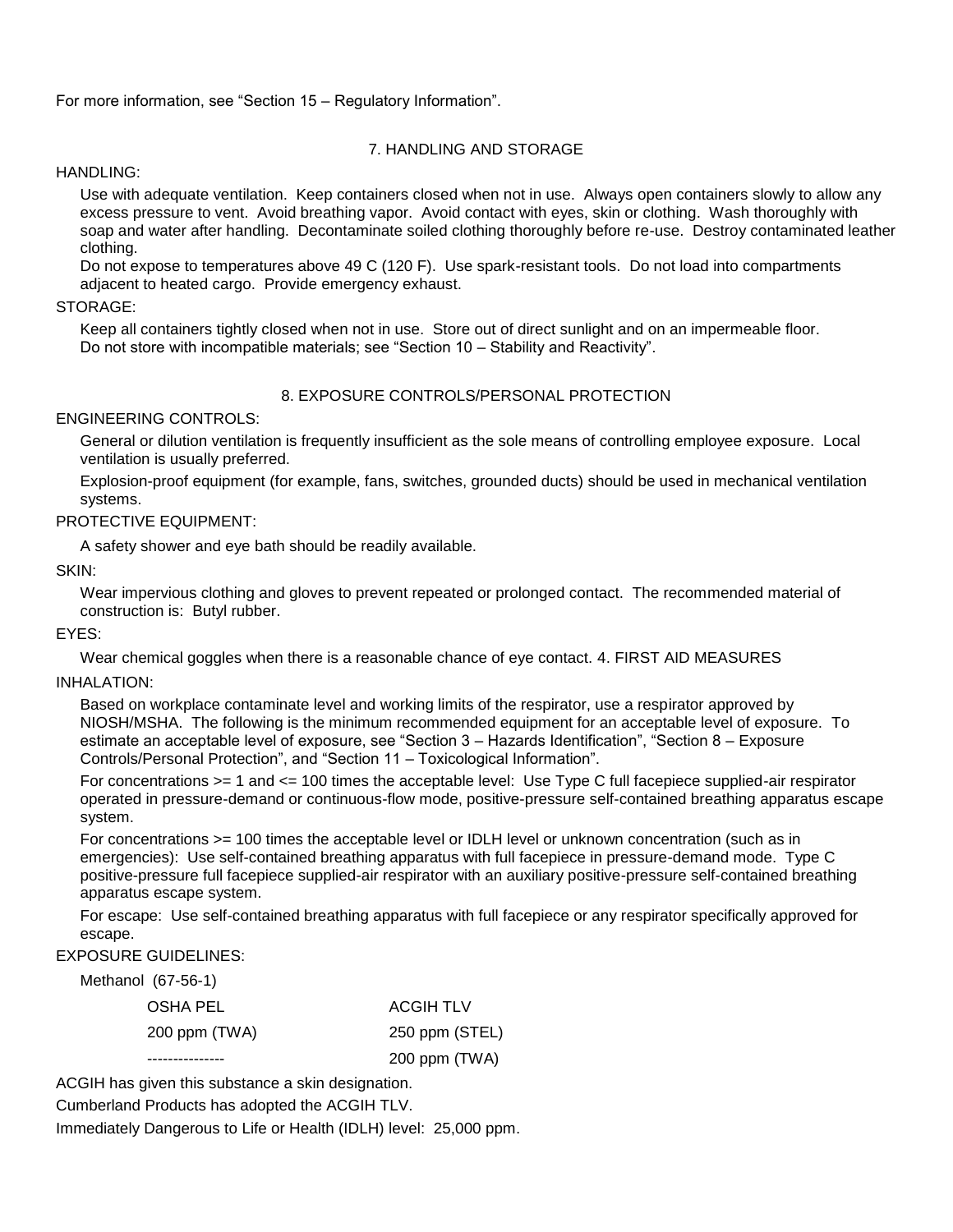For more information, see "Section 15 – Regulatory Information".

## 7. HANDLING AND STORAGE

HANDLING:

Use with adequate ventilation. Keep containers closed when not in use. Always open containers slowly to allow any excess pressure to vent. Avoid breathing vapor. Avoid contact with eyes, skin or clothing. Wash thoroughly with soap and water after handling. Decontaminate soiled clothing thoroughly before re-use. Destroy contaminated leather clothing.

Do not expose to temperatures above 49 C (120 F). Use spark-resistant tools. Do not load into compartments adjacent to heated cargo. Provide emergency exhaust.

STORAGE:

Keep all containers tightly closed when not in use. Store out of direct sunlight and on an impermeable floor.
Do not store with incompatible materials; see "Section 10 – Stability and Reactivity".

## 8. EXPOSURE CONTROLS/PERSONAL PROTECTION

ENGINEERING CONTROLS:

General or dilution ventilation is frequently insufficient as the sole means of controlling employee exposure. Local ventilation is usually preferred.

Explosion-proof equipment (for example, fans, switches, grounded ducts) should be used in mechanical ventilation systems.

PROTECTIVE EQUIPMENT:

A safety shower and eye bath should be readily available.

SKIN:

Wear impervious clothing and gloves to prevent repeated or prolonged contact. The recommended material of construction is: Butyl rubber.

EYES:

Wear chemical goggles when there is a reasonable chance of eye contact. 4. FIRST AID MEASURES

INHALATION:

Based on workplace contaminate level and working limits of the respirator, use a respirator approved by NIOSH/MSHA. The following is the minimum recommended equipment for an acceptable level of exposure. To estimate an acceptable level of exposure, see "Section 3 – Hazards Identification", "Section 8 – Exposure Controls/Personal Protection", and "Section 11 – Toxicological Information".

For concentrations >= 1 and <= 100 times the acceptable level: Use Type C full facepiece supplied-air respirator operated in pressure-demand or continuous-flow mode, positive-pressure self-contained breathing apparatus escape system.

For concentrations >= 100 times the acceptable level or IDLH level or unknown concentration (such as in emergencies): Use self-contained breathing apparatus with full facepiece in pressure-demand mode. Type C positive-pressure full facepiece supplied-air respirator with an auxiliary positive-pressure self-contained breathing apparatus escape system.

For escape: Use self-contained breathing apparatus with full facepiece or any respirator specifically approved for escape.

EXPOSURE GUIDELINES:

Methanol (67-56-1)

| OSHA PEL | ACGIH TLV |
|---|---|
| 200 ppm (TWA) | 250 ppm (STEL) |
| --------------- | 200 ppm (TWA) |

ACGIH has given this substance a skin designation.

Cumberland Products has adopted the ACGIH TLV.

Immediately Dangerous to Life or Health (IDLH) level: 25,000 ppm.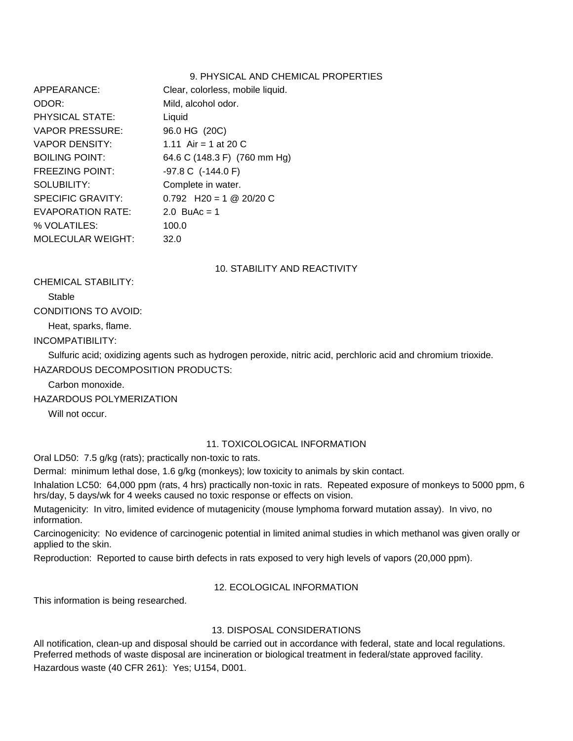## 9. PHYSICAL AND CHEMICAL PROPERTIES

| | |
|---|---|
| APPEARANCE: | Clear, colorless, mobile liquid. |
| ODOR: | Mild, alcohol odor. |
| PHYSICAL STATE: | Liquid |
| VAPOR PRESSURE: | 96.0 HG (20C) |
| VAPOR DENSITY: | 1.11 Air = 1 at 20 C |
| BOILING POINT: | 64.6 C (148.3 F) (760 mm Hg) |
| FREEZING POINT: | -97.8 C (-144.0 F) |
| SOLUBILITY: | Complete in water. |
| SPECIFIC GRAVITY: | 0.792 H20 = 1 @ 20/20 C |
| EVAPORATION RATE: | 2.0 BuAc = 1 |
| % VOLATILES: | 100.0 |
| MOLECULAR WEIGHT: | 32.0 |

## 10. STABILITY AND REACTIVITY

CHEMICAL STABILITY:

Stable

CONDITIONS TO AVOID:

Heat, sparks, flame.

INCOMPATIBILITY:

Sulfuric acid; oxidizing agents such as hydrogen peroxide, nitric acid, perchloric acid and chromium trioxide.

HAZARDOUS DECOMPOSITION PRODUCTS:

Carbon monoxide.

HAZARDOUS POLYMERIZATION

Will not occur.

## 11. TOXICOLOGICAL INFORMATION

Oral LD50: 7.5 g/kg (rats); practically non-toxic to rats.

Dermal: minimum lethal dose, 1.6 g/kg (monkeys); low toxicity to animals by skin contact.

Inhalation LC50: 64,000 ppm (rats, 4 hrs) practically non-toxic in rats. Repeated exposure of monkeys to 5000 ppm, 6 hrs/day, 5 days/wk for 4 weeks caused no toxic response or effects on vision.

Mutagenicity: In vitro, limited evidence of mutagenicity (mouse lymphoma forward mutation assay). In vivo, no information.

Carcinogenicity: No evidence of carcinogenic potential in limited animal studies in which methanol was given orally or applied to the skin.

Reproduction: Reported to cause birth defects in rats exposed to very high levels of vapors (20,000 ppm).

## 12. ECOLOGICAL INFORMATION

This information is being researched.

## 13. DISPOSAL CONSIDERATIONS

All notification, clean-up and disposal should be carried out in accordance with federal, state and local regulations. Preferred methods of waste disposal are incineration or biological treatment in federal/state approved facility.

Hazardous waste (40 CFR 261): Yes; U154, D001.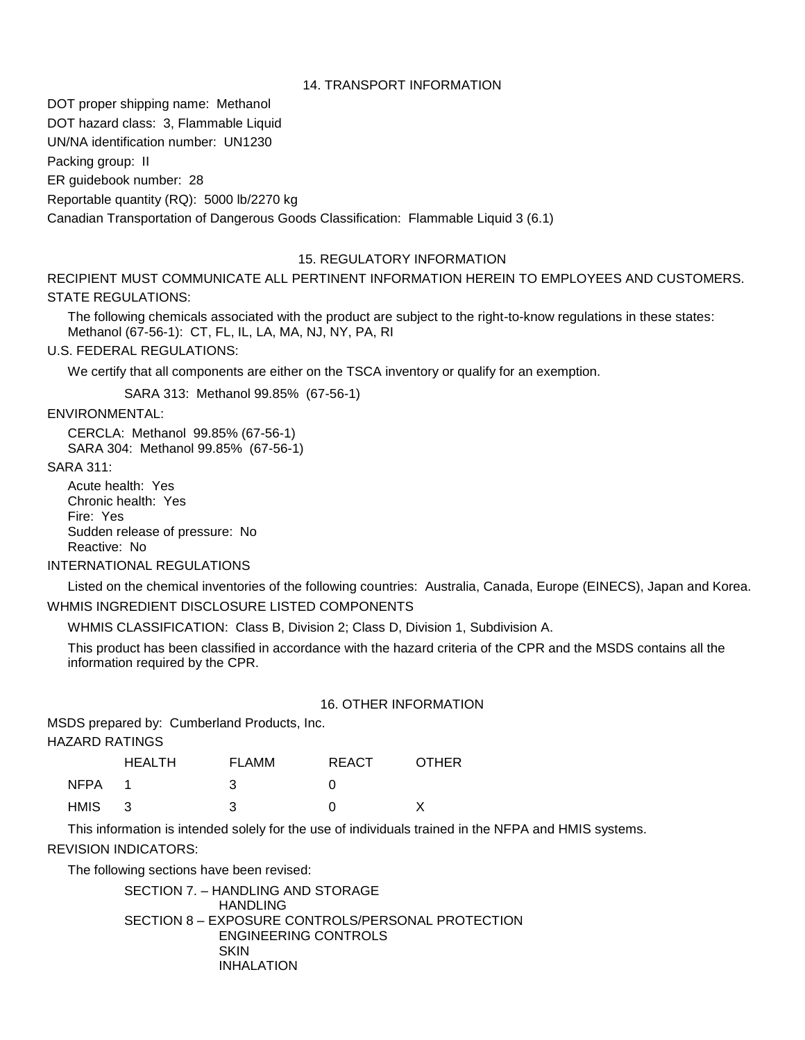## 14. TRANSPORT INFORMATION

DOT proper shipping name: Methanol

DOT hazard class: 3, Flammable Liquid

UN/NA identification number: UN1230

Packing group: II

ER guidebook number: 28

Reportable quantity (RQ): 5000 lb/2270 kg

Canadian Transportation of Dangerous Goods Classification: Flammable Liquid 3 (6.1)

## 15. REGULATORY INFORMATION

RECIPIENT MUST COMMUNICATE ALL PERTINENT INFORMATION HEREIN TO EMPLOYEES AND CUSTOMERS.

STATE REGULATIONS:

The following chemicals associated with the product are subject to the right-to-know regulations in these states:
Methanol (67-56-1): CT, FL, IL, LA, MA, NJ, NY, PA, RI

U.S. FEDERAL REGULATIONS:

We certify that all components are either on the TSCA inventory or qualify for an exemption.

SARA 313: Methanol 99.85% (67-56-1)

ENVIRONMENTAL:

CERCLA: Methanol 99.85% (67-56-1)
SARA 304: Methanol 99.85% (67-56-1)

SARA 311:

Acute health: Yes
Chronic health: Yes
Fire: Yes
Sudden release of pressure: No
Reactive: No

INTERNATIONAL REGULATIONS

Listed on the chemical inventories of the following countries: Australia, Canada, Europe (EINECS), Japan and Korea.

WHMIS INGREDIENT DISCLOSURE LISTED COMPONENTS

WHMIS CLASSIFICATION: Class B, Division 2; Class D, Division 1, Subdivision A.

This product has been classified in accordance with the hazard criteria of the CPR and the MSDS contains all the information required by the CPR.

## 16. OTHER INFORMATION

MSDS prepared by: Cumberland Products, Inc.

HAZARD RATINGS

| | HEALTH | FLAMM | REACT | OTHER |
|---|---|---|---|---|
| NFPA | 1 | 3 | 0 | |
| HMIS | 3 | 3 | 0 | X |

This information is intended solely for the use of individuals trained in the NFPA and HMIS systems.

REVISION INDICATORS:

The following sections have been revised:

SECTION 7. – HANDLING AND STORAGE
- HANDLING

SECTION 8 – EXPOSURE CONTROLS/PERSONAL PROTECTION
- ENGINEERING CONTROLS
- SKIN
- INHALATION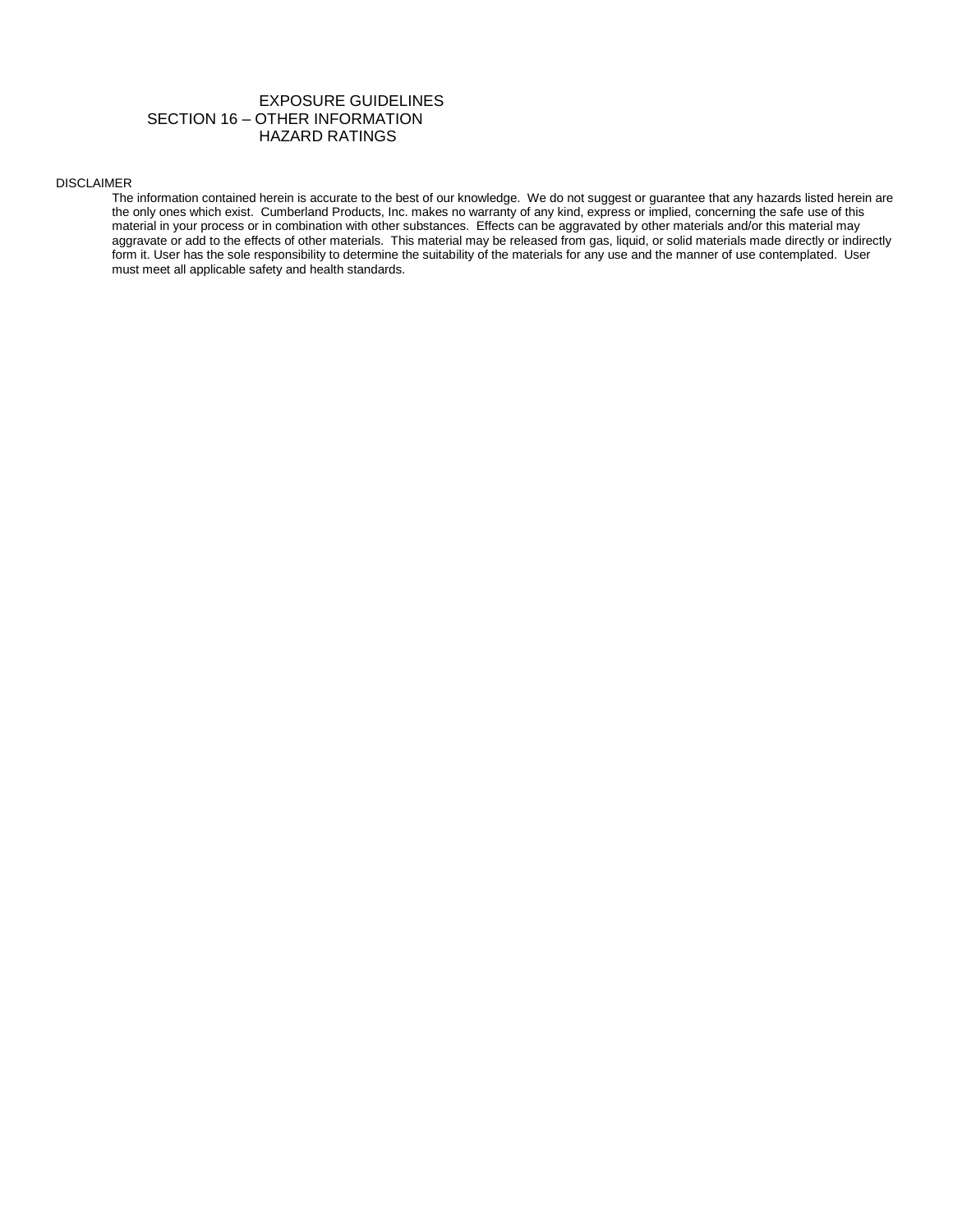EXPOSURE GUIDELINES

## SECTION 16 – OTHER INFORMATION

HAZARD RATINGS

DISCLAIMER

The information contained herein is accurate to the best of our knowledge. We do not suggest or guarantee that any hazards listed herein are the only ones which exist. Cumberland Products, Inc. makes no warranty of any kind, express or implied, concerning the safe use of this material in your process or in combination with other substances. Effects can be aggravated by other materials and/or this material may aggravate or add to the effects of other materials. This material may be released from gas, liquid, or solid materials made directly or indirectly form it. User has the sole responsibility to determine the suitability of the materials for any use and the manner of use contemplated. User must meet all applicable safety and health standards.